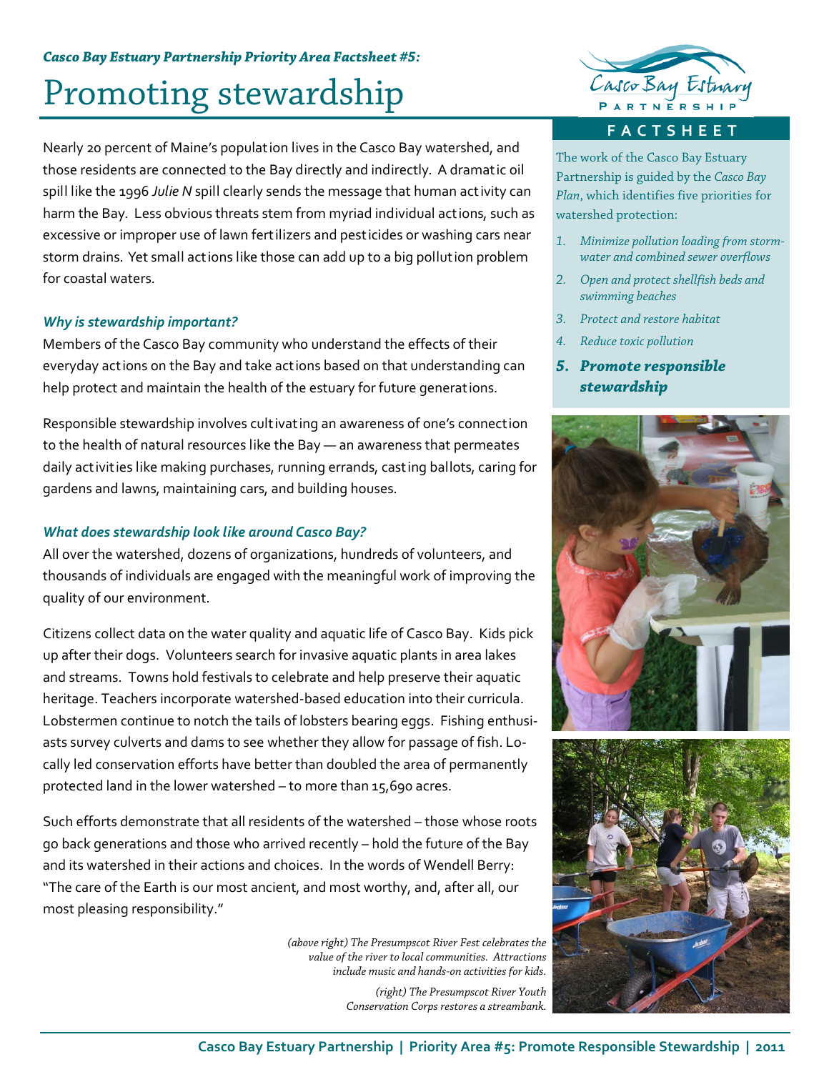*Casco Bay Estuary Partnership Priority Area Factsheet #5:*

# Promoting stewardship

Nearly 20 percent of Maine's population lives in the Casco Bay watershed, and those residents are connected to the Bay directly and indirectly. A dramatic oil spill like the 1996 *Julie N* spill clearly sends the message that human activity can harm the Bay. Less obvious threats stem from myriad individual actions, such as excessive or improper use of lawn fertilizers and pesticides or washing cars near storm drains. Yet small actions like those can add up to a big pollution problem for coastal waters.

### *Why is stewardship important?*

Members of the Casco Bay community who understand the effects of their everyday actions on the Bay and take actions based on that understanding can help protect and maintain the health of the estuary for future generations.

Responsible stewardship involves cultivating an awareness of one's connection to the health of natural resources like the Bay — an awareness that permeates daily activities like making purchases, running errands, casting ballots, caring for gardens and lawns, maintaining cars, and building houses.

### *What does stewardship look like around Casco Bay?*

All over the watershed, dozens of organizations, hundreds of volunteers, and thousands of individuals are engaged with the meaningful work of improving the quality of our environment.

Citizens collect data on the water quality and aquatic life of Casco Bay. Kids pick up after their dogs. Volunteers search for invasive aquatic plants in area lakes and streams. Towns hold festivals to celebrate and help preserve their aquatic heritage. Teachers incorporate watershed-based education into their curricula. Lobstermen continue to notch the tails of lobsters bearing eggs. Fishing enthusiasts survey culverts and dams to see whether they allow for passage of fish. Locally led conservation efforts have better than doubled the area of permanently protected land in the lower watershed – to more than 15,690 acres.

Such efforts demonstrate that all residents of the watershed – those whose roots go back generations and those who arrived recently – hold the future of the Bay and its watershed in their actions and choices. In the words of Wendell Berry: "The care of the Earth is our most ancient, and most worthy, and, after all, our most pleasing responsibility."

*(above right) The Presumpscot River Fest celebrates the value of the river to local communities. Attractions include music and hands-on activities for kids.*

*(right) The Presumpscot River Youth Conservation Corps restores a streambank.*

**FACTSHEET**

The work of the Casco Bay Estuary Partnership is guided by the *Casco Bay Plan*, which identifies five priorities for watershed protection:

1. *Minimize pollution loading from stormwater and combined sewer overflows*
2. *Open and protect shellfish beds and swimming beaches*
3. *Protect and restore habitat*
4. *Reduce toxic pollution*
5. ***Promote responsible stewardship***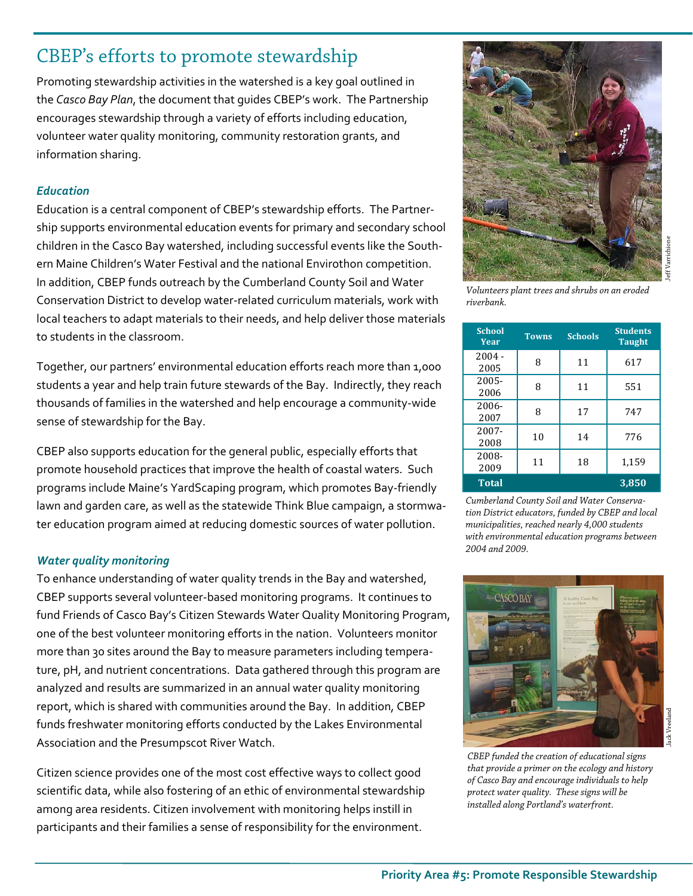## CBEP's efforts to promote stewardship

Promoting stewardship activities in the watershed is a key goal outlined in the *Casco Bay Plan*, the document that guides CBEP's work. The Partnership encourages stewardship through a variety of efforts including education, volunteer water quality monitoring, community restoration grants, and information sharing.

### *Education*

Education is a central component of CBEP's stewardship efforts. The Partnership supports environmental education events for primary and secondary school children in the Casco Bay watershed, including successful events like the Southern Maine Children's Water Festival and the national Envirothon competition. In addition, CBEP funds outreach by the Cumberland County Soil and Water Conservation District to develop water-related curriculum materials, work with local teachers to adapt materials to their needs, and help deliver those materials to students in the classroom.

Together, our partners' environmental education efforts reach more than 1,000 students a year and help train future stewards of the Bay. Indirectly, they reach thousands of families in the watershed and help encourage a community-wide sense of stewardship for the Bay.

CBEP also supports education for the general public, especially efforts that promote household practices that improve the health of coastal waters. Such programs include Maine's YardScaping program, which promotes Bay-friendly lawn and garden care, as well as the statewide Think Blue campaign, a stormwater education program aimed at reducing domestic sources of water pollution.

### *Water quality monitoring*

To enhance understanding of water quality trends in the Bay and watershed, CBEP supports several volunteer-based monitoring programs. It continues to fund Friends of Casco Bay's Citizen Stewards Water Quality Monitoring Program, one of the best volunteer monitoring efforts in the nation. Volunteers monitor more than 30 sites around the Bay to measure parameters including temperature, pH, and nutrient concentrations. Data gathered through this program are analyzed and results are summarized in an annual water quality monitoring report, which is shared with communities around the Bay. In addition, CBEP funds freshwater monitoring efforts conducted by the Lakes Environmental Association and the Presumpscot River Watch.

Citizen science provides one of the most cost effective ways to collect good scientific data, while also fostering of an ethic of environmental stewardship among area residents. Citizen involvement with monitoring helps instill in participants and their families a sense of responsibility for the environment.

Jeff Varrichione

*Volunteers plant trees and shrubs on an eroded riverbank.*

| School Year | Towns | Schools | Students Taught |
|---|---|---|---|
| 2004 - 2005 | 8 | 11 | 617 |
| 2005-2006 | 8 | 11 | 551 |
| 2006-2007 | 8 | 17 | 747 |
| 2007-2008 | 10 | 14 | 776 |
| 2008-2009 | 11 | 18 | 1,159 |
| **Total** | | | **3,850** |

*Cumberland County Soil and Water Conservation District educators, funded by CBEP and local municipalities, reached nearly 4,000 students with environmental education programs between 2004 and 2009.*

Jack Vreeland

*CBEP funded the creation of educational signs that provide a primer on the ecology and history of Casco Bay and encourage individuals to help protect water quality. These signs will be installed along Portland's waterfront.*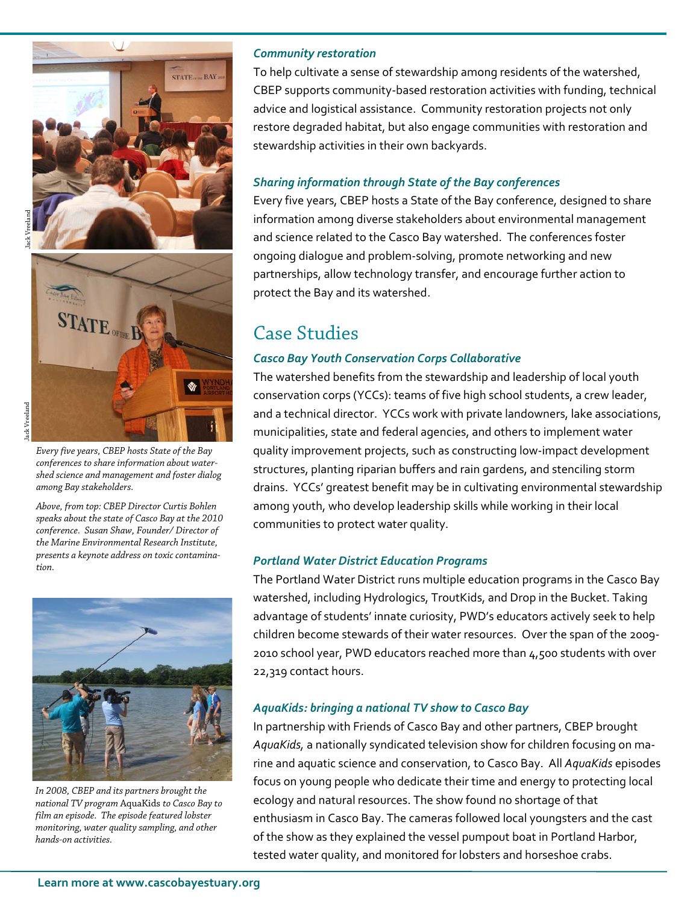### *Community restoration*

To help cultivate a sense of stewardship among residents of the watershed, CBEP supports community-based restoration activities with funding, technical advice and logistical assistance. Community restoration projects not only restore degraded habitat, but also engage communities with restoration and stewardship activities in their own backyards.

### *Sharing information through State of the Bay conferences*

Every five years, CBEP hosts a State of the Bay conference, designed to share information among diverse stakeholders about environmental management and science related to the Casco Bay watershed. The conferences foster ongoing dialogue and problem-solving, promote networking and new partnerships, allow technology transfer, and encourage further action to protect the Bay and its watershed.

*Every five years, CBEP hosts State of the Bay conferences to share information about watershed science and management and foster dialog among Bay stakeholders.*

*Above, from top: CBEP Director Curtis Bohlen speaks about the state of Casco Bay at the 2010 conference. Susan Shaw, Founder/ Director of the Marine Environmental Research Institute, presents a keynote address on toxic contamination.*

## Case Studies

### *Casco Bay Youth Conservation Corps Collaborative*

The watershed benefits from the stewardship and leadership of local youth conservation corps (YCCs): teams of five high school students, a crew leader, and a technical director. YCCs work with private landowners, lake associations, municipalities, state and federal agencies, and others to implement water quality improvement projects, such as constructing low-impact development structures, planting riparian buffers and rain gardens, and stenciling storm drains. YCCs' greatest benefit may be in cultivating environmental stewardship among youth, who develop leadership skills while working in their local communities to protect water quality.

### *Portland Water District Education Programs*

The Portland Water District runs multiple education programs in the Casco Bay watershed, including Hydrologics, TroutKids, and Drop in the Bucket. Taking advantage of students' innate curiosity, PWD's educators actively seek to help children become stewards of their water resources. Over the span of the 2009-2010 school year, PWD educators reached more than 4,500 students with over 22,319 contact hours.

### *AquaKids: bringing a national TV show to Casco Bay*

In partnership with Friends of Casco Bay and other partners, CBEP brought *AquaKids,* a nationally syndicated television show for children focusing on marine and aquatic science and conservation, to Casco Bay. All *AquaKids* episodes focus on young people who dedicate their time and energy to protecting local ecology and natural resources. The show found no shortage of that enthusiasm in Casco Bay. The cameras followed local youngsters and the cast of the show as they explained the vessel pumpout boat in Portland Harbor, tested water quality, and monitored for lobsters and horseshoe crabs.

*In 2008, CBEP and its partners brought the national TV program* AquaKids *to Casco Bay to film an episode. The episode featured lobster monitoring, water quality sampling, and other hands-on activities.*

**Learn more at www.cascobayestuary.org**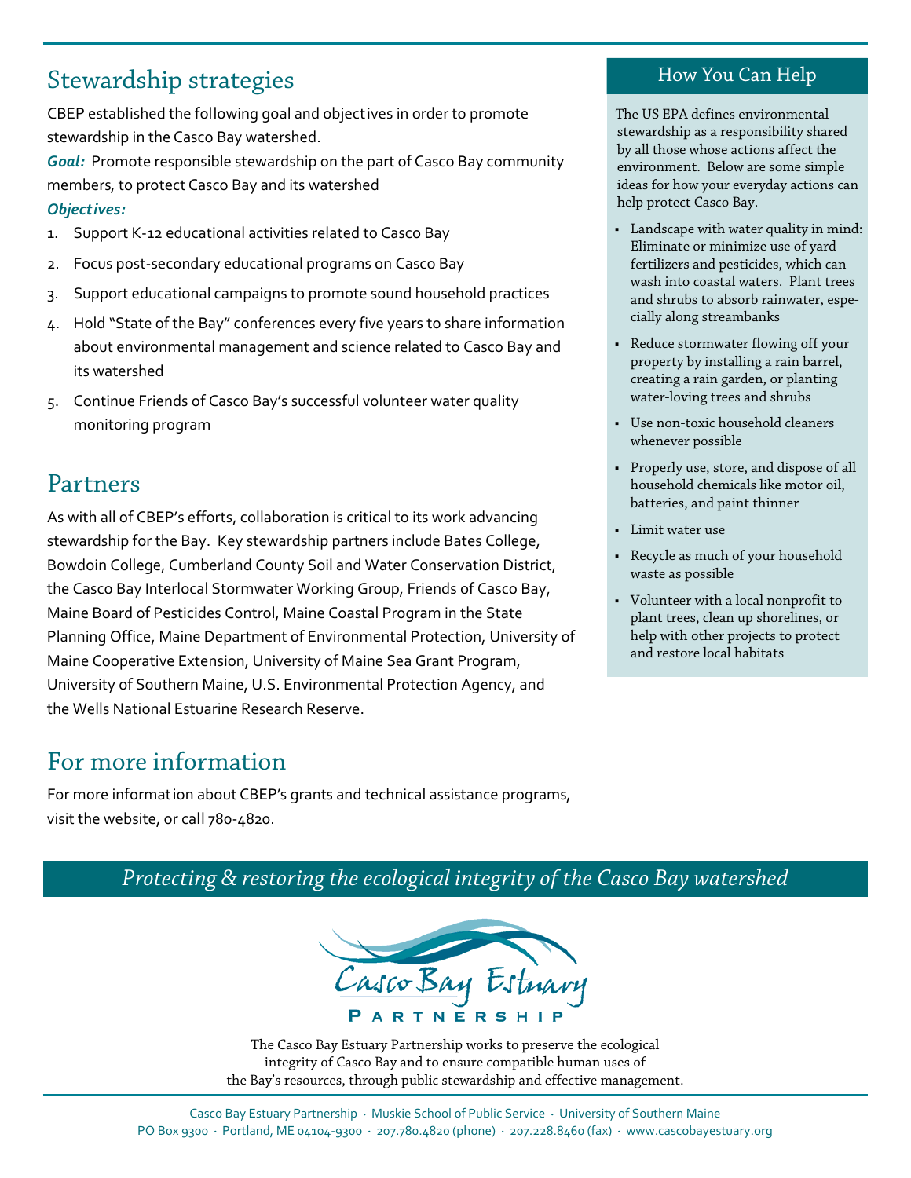## Stewardship strategies

CBEP established the following goal and objectives in order to promote stewardship in the Casco Bay watershed.

***Goal:*** Promote responsible stewardship on the part of Casco Bay community members, to protect Casco Bay and its watershed

***Objectives:***

1. Support K-12 educational activities related to Casco Bay
2. Focus post-secondary educational programs on Casco Bay
3. Support educational campaigns to promote sound household practices
4. Hold "State of the Bay" conferences every five years to share information about environmental management and science related to Casco Bay and its watershed
5. Continue Friends of Casco Bay's successful volunteer water quality monitoring program

## Partners

As with all of CBEP's efforts, collaboration is critical to its work advancing stewardship for the Bay. Key stewardship partners include Bates College, Bowdoin College, Cumberland County Soil and Water Conservation District, the Casco Bay Interlocal Stormwater Working Group, Friends of Casco Bay, Maine Board of Pesticides Control, Maine Coastal Program in the State Planning Office, Maine Department of Environmental Protection, University of Maine Cooperative Extension, University of Maine Sea Grant Program, University of Southern Maine, U.S. Environmental Protection Agency, and the Wells National Estuarine Research Reserve.

## For more information

For more information about CBEP's grants and technical assistance programs, visit the website, or call 780-4820.

### How You Can Help

The US EPA defines environmental stewardship as a responsibility shared by all those whose actions affect the environment. Below are some simple ideas for how your everyday actions can help protect Casco Bay.

- Landscape with water quality in mind: Eliminate or minimize use of yard fertilizers and pesticides, which can wash into coastal waters. Plant trees and shrubs to absorb rainwater, especially along streambanks
- Reduce stormwater flowing off your property by installing a rain barrel, creating a rain garden, or planting water-loving trees and shrubs
- Use non-toxic household cleaners whenever possible
- Properly use, store, and dispose of all household chemicals like motor oil, batteries, and paint thinner
- Limit water use
- Recycle as much of your household waste as possible
- Volunteer with a local nonprofit to plant trees, clean up shorelines, or help with other projects to protect and restore local habitats

*Protecting & restoring the ecological integrity of the Casco Bay watershed*

Casco Bay Estuary PARTNERSHIP

The Casco Bay Estuary Partnership works to preserve the ecological integrity of Casco Bay and to ensure compatible human uses of the Bay's resources, through public stewardship and effective management.

Casco Bay Estuary Partnership · Muskie School of Public Service · University of Southern Maine
PO Box 9300 · Portland, ME 04104-9300 · 207.780.4820 (phone) · 207.228.8460 (fax) · www.cascobayestuary.org